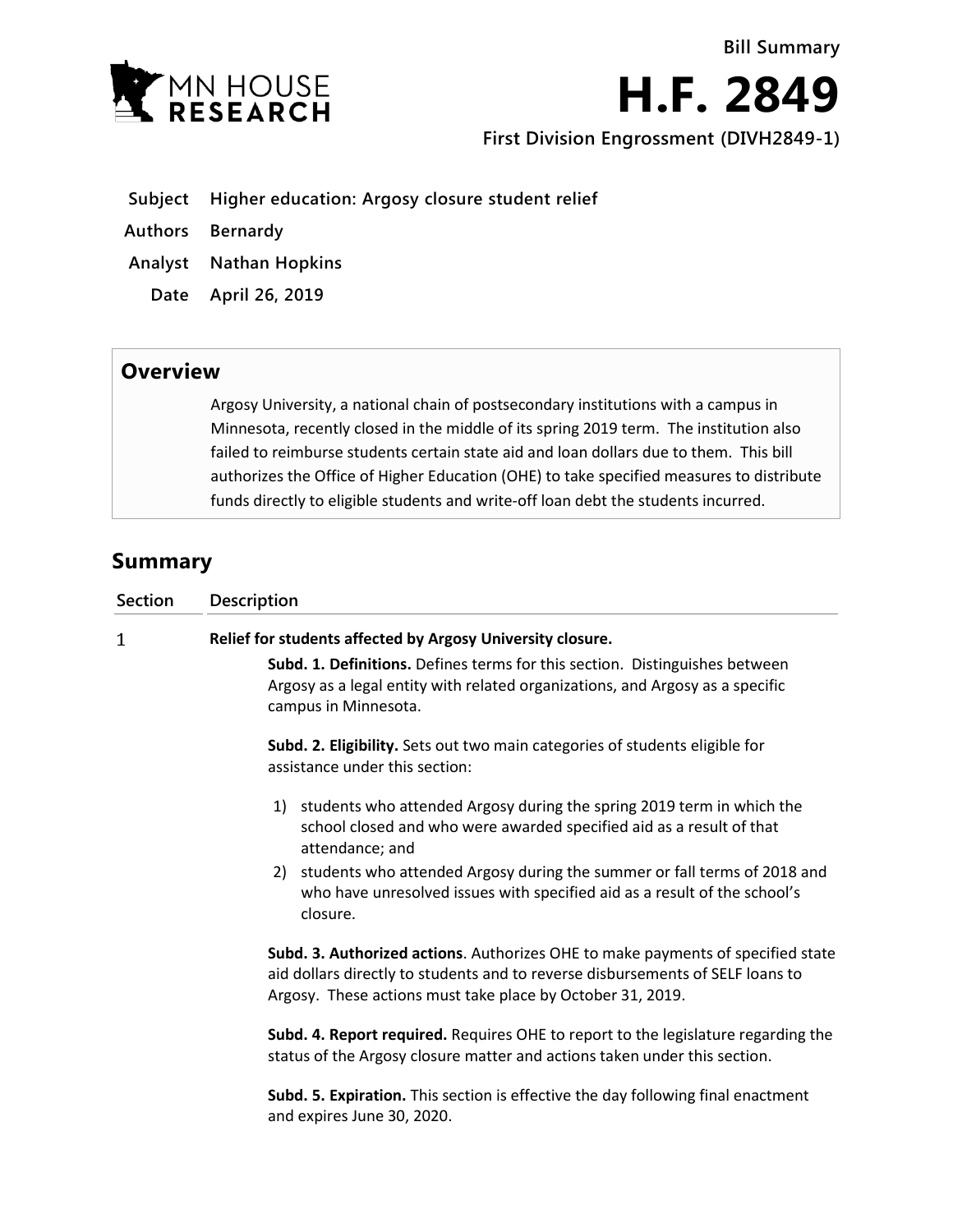MN HOUSE RESEARCH

Bill Summary

# H.F. 2849

**First Division Engrossment (DIVH2849-1)**

| | |
|---|---|
| **Subject** | **Higher education: Argosy closure student relief** |
| **Authors** | **Bernardy** |
| **Analyst** | **Nathan Hopkins** |
| **Date** | **April 26, 2019** |

## Overview

Argosy University, a national chain of postsecondary institutions with a campus in Minnesota, recently closed in the middle of its spring 2019 term. The institution also failed to reimburse students certain state aid and loan dollars due to them. This bill authorizes the Office of Higher Education (OHE) to take specified measures to distribute funds directly to eligible students and write-off loan debt the students incurred.

## Summary

| Section | Description |
|---|---|

### 1 Relief for students affected by Argosy University closure.

**Subd. 1. Definitions.** Defines terms for this section. Distinguishes between Argosy as a legal entity with related organizations, and Argosy as a specific campus in Minnesota.

**Subd. 2. Eligibility.** Sets out two main categories of students eligible for assistance under this section:

1) students who attended Argosy during the spring 2019 term in which the school closed and who were awarded specified aid as a result of that attendance; and
2) students who attended Argosy during the summer or fall terms of 2018 and who have unresolved issues with specified aid as a result of the school's closure.

**Subd. 3. Authorized actions**. Authorizes OHE to make payments of specified state aid dollars directly to students and to reverse disbursements of SELF loans to Argosy. These actions must take place by October 31, 2019.

**Subd. 4. Report required.** Requires OHE to report to the legislature regarding the status of the Argosy closure matter and actions taken under this section.

**Subd. 5. Expiration.** This section is effective the day following final enactment and expires June 30, 2020.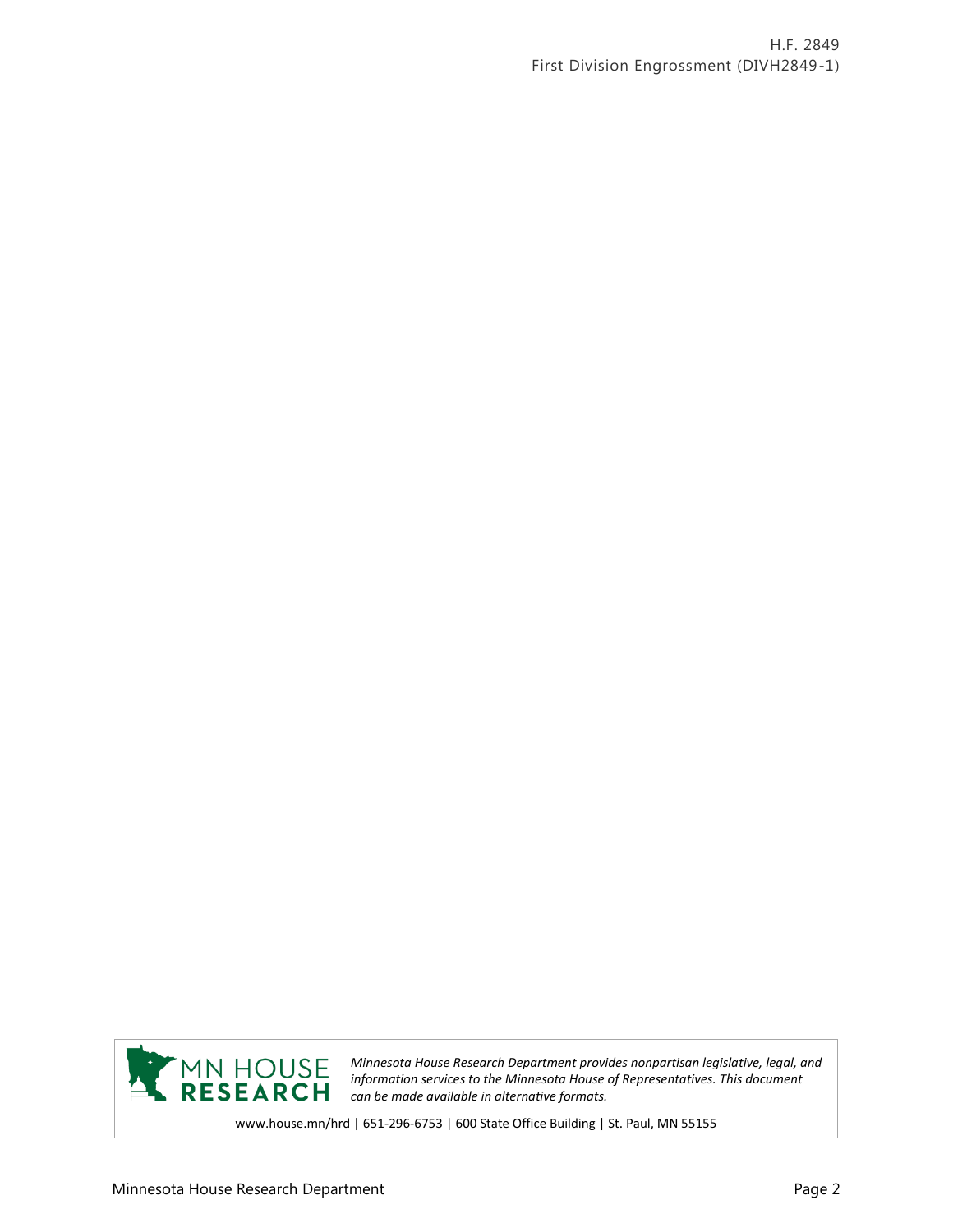*Minnesota House Research Department provides nonpartisan legislative, legal, and information services to the Minnesota House of Representatives. This document can be made available in alternative formats.*

www.house.mn/hrd | 651-296-6753 | 600 State Office Building | St. Paul, MN 55155